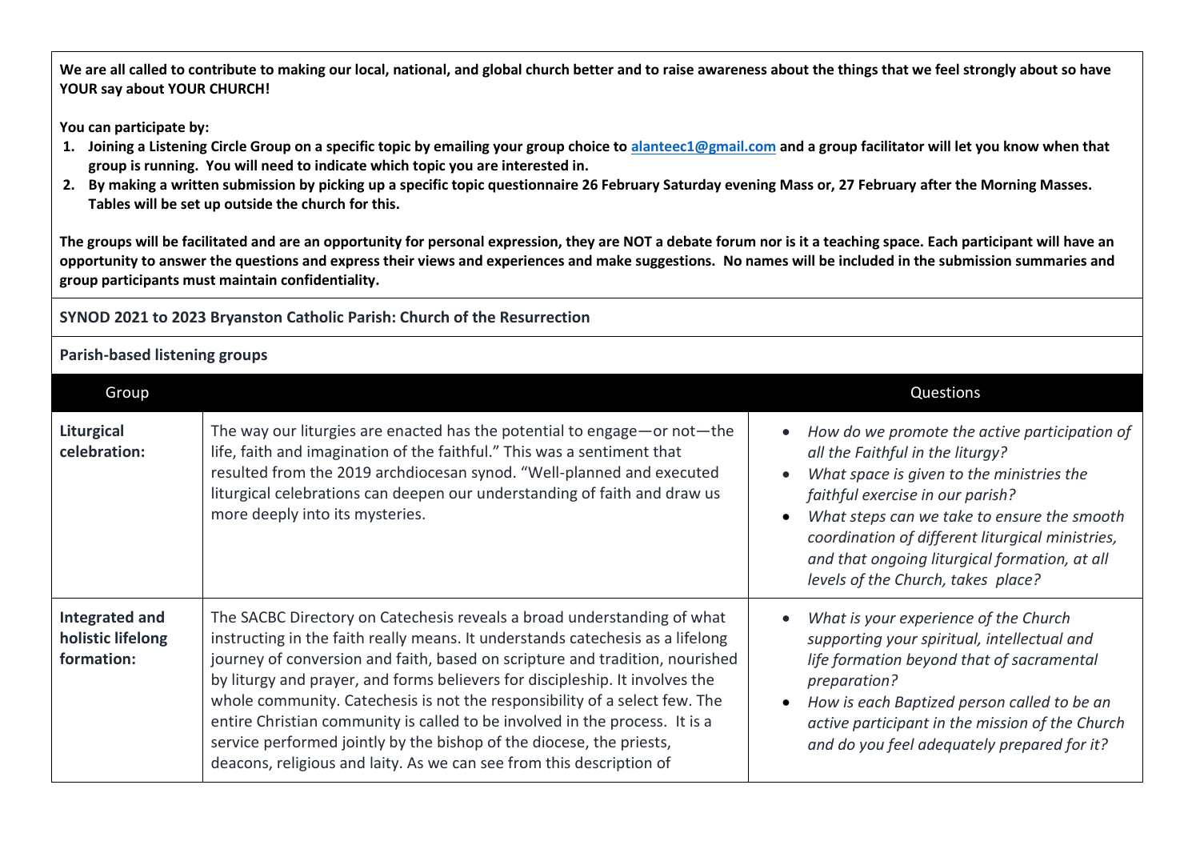**We are all called to contribute to making our local, national, and global church better and to raise awareness about the things that we feel strongly about so have YOUR say about YOUR CHURCH!**

**You can participate by:**

1. **Joining a Listening Circle Group on a specific topic by emailing your group choice to [alanteec1@gmail.com](mailto:alanteec1@gmail.com) and a group facilitator will let you know when that group is running. You will need to indicate which topic you are interested in.**
2. **By making a written submission by picking up a specific topic questionnaire 26 February Saturday evening Mass or, 27 February after the Morning Masses. Tables will be set up outside the church for this.**

**The groups will be facilitated and are an opportunity for personal expression, they are NOT a debate forum nor is it a teaching space. Each participant will have an opportunity to answer the questions and express their views and experiences and make suggestions. No names will be included in the submission summaries and group participants must maintain confidentiality.**

**SYNOD 2021 to 2023 Bryanston Catholic Parish: Church of the Resurrection**

**Parish-based listening groups**

| Group | | Questions |
|---|---|---|
| **Liturgical celebration:** | The way our liturgies are enacted has the potential to engage—or not—the life, faith and imagination of the faithful." This was a sentiment that resulted from the 2019 archdiocesan synod. "Well-planned and executed liturgical celebrations can deepen our understanding of faith and draw us more deeply into its mysteries. | • *How do we promote the active participation of all the Faithful in the liturgy?*<br>• *What space is given to the ministries the faithful exercise in our parish?*<br>• *What steps can we take to ensure the smooth coordination of different liturgical ministries, and that ongoing liturgical formation, at all levels of the Church, takes place?* |
| **Integrated and holistic lifelong formation:** | The SACBC Directory on Catechesis reveals a broad understanding of what instructing in the faith really means. It understands catechesis as a lifelong journey of conversion and faith, based on scripture and tradition, nourished by liturgy and prayer, and forms believers for discipleship. It involves the whole community. Catechesis is not the responsibility of a select few. The entire Christian community is called to be involved in the process. It is a service performed jointly by the bishop of the diocese, the priests, deacons, religious and laity. As we can see from this description of | • *What is your experience of the Church supporting your spiritual, intellectual and life formation beyond that of sacramental preparation?*<br>• *How is each Baptized person called to be an active participant in the mission of the Church and do you feel adequately prepared for it?* |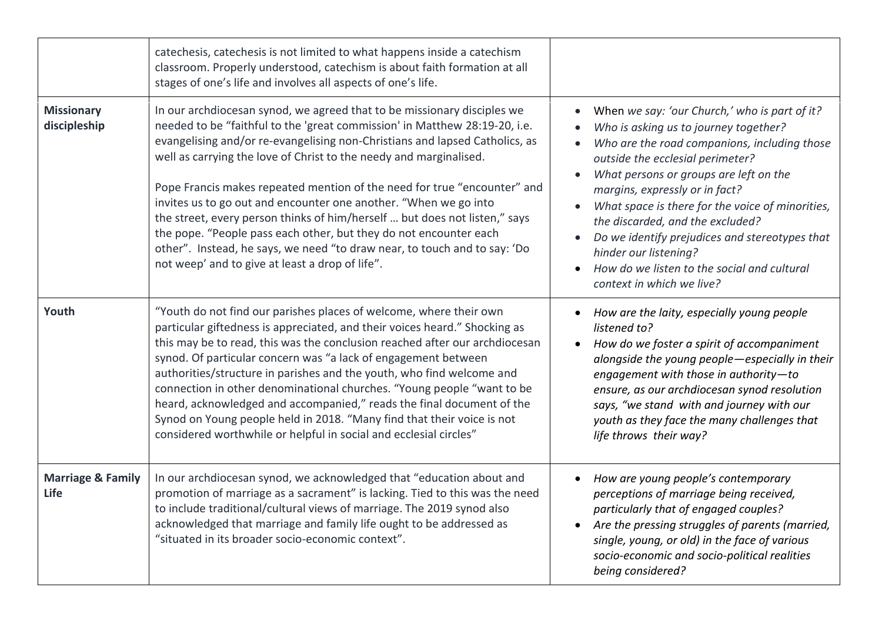| | | |
|---|---|---|
| | catechesis, catechesis is not limited to what happens inside a catechism classroom. Properly understood, catechism is about faith formation at all stages of one's life and involves all aspects of one's life. | |
| **Missionary discipleship** | In our archdiocesan synod, we agreed that to be missionary disciples we needed to be "faithful to the 'great commission' in Matthew 28:19-20, i.e. evangelising and/or re-evangelising non-Christians and lapsed Catholics, as well as carrying the love of Christ to the needy and marginalised.<br><br>Pope Francis makes repeated mention of the need for true "encounter" and invites us to go out and encounter one another. "When we go into the street, every person thinks of him/herself … but does not listen," says the pope. "People pass each other, but they do not encounter each other". Instead, he says, we need "to draw near, to touch and to say: 'Do not weep' and to give at least a drop of life". | • When *we say: 'our Church,' who is part of it?*<br>• *Who is asking us to journey together?*<br>• *Who are the road companions, including those outside the ecclesial perimeter?*<br>• *What persons or groups are left on the margins, expressly or in fact?*<br>• *What space is there for the voice of minorities, the discarded, and the excluded?*<br>• *Do we identify prejudices and stereotypes that hinder our listening?*<br>• *How do we listen to the social and cultural context in which we live?* |
| **Youth** | "Youth do not find our parishes places of welcome, where their own particular giftedness is appreciated, and their voices heard." Shocking as this may be to read, this was the conclusion reached after our archdiocesan synod. Of particular concern was "a lack of engagement between authorities/structure in parishes and the youth, who find welcome and connection in other denominational churches. "Young people "want to be heard, acknowledged and accompanied," reads the final document of the Synod on Young people held in 2018. "Many find that their voice is not considered worthwhile or helpful in social and ecclesial circles" | • *How are the laity, especially young people listened to?*<br>• *How do we foster a spirit of accompaniment alongside the young people—especially in their engagement with those in authority—to ensure, as our archdiocesan synod resolution says, "we stand with and journey with our youth as they face the many challenges that life throws their way?* |
| **Marriage & Family Life** | In our archdiocesan synod, we acknowledged that "education about and promotion of marriage as a sacrament" is lacking. Tied to this was the need to include traditional/cultural views of marriage. The 2019 synod also acknowledged that marriage and family life ought to be addressed as "situated in its broader socio-economic context". | • *How are young people's contemporary perceptions of marriage being received, particularly that of engaged couples?*<br>• *Are the pressing struggles of parents (married, single, young, or old) in the face of various socio-economic and socio-political realities being considered?* |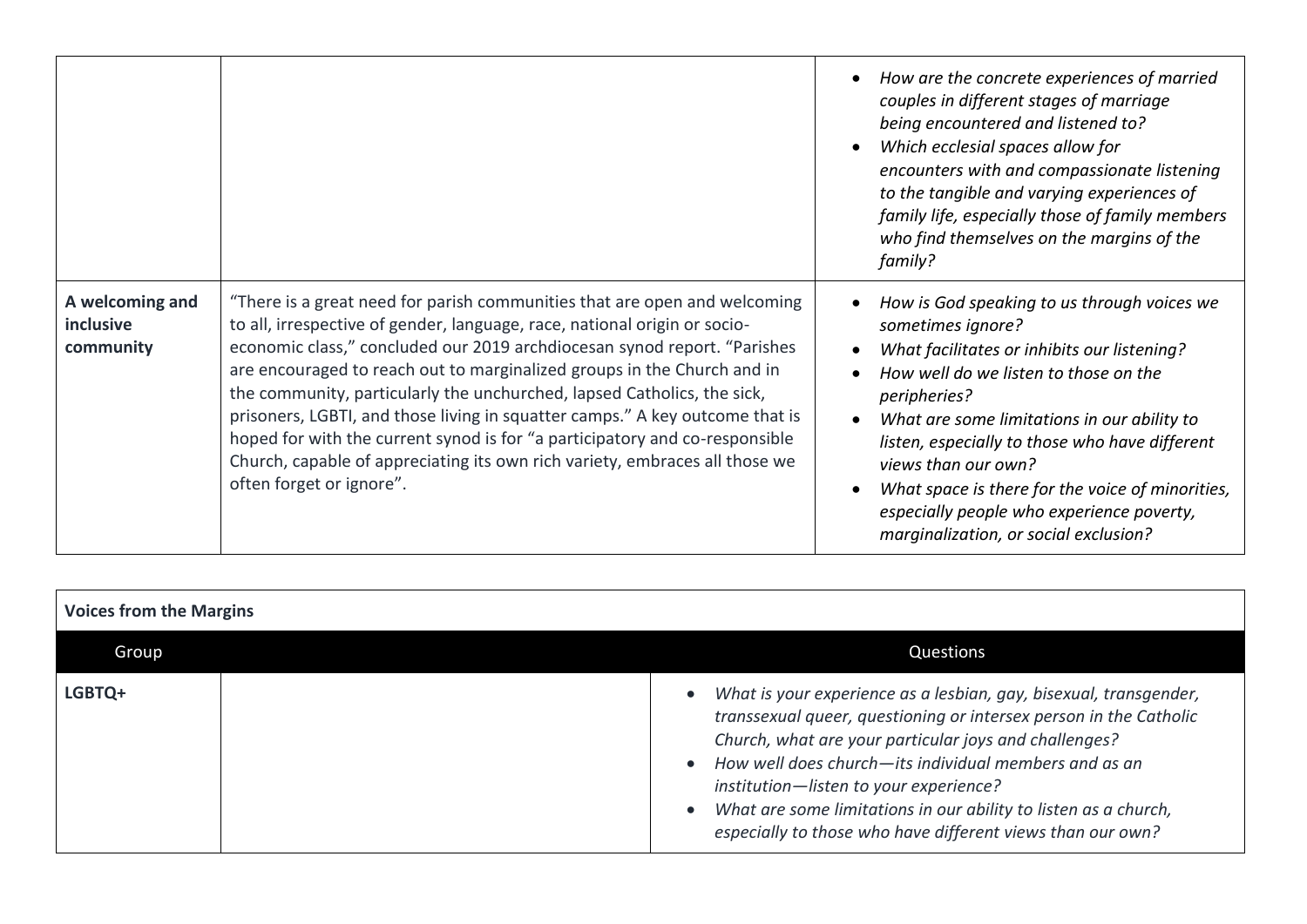| | | |
|---|---|---|
| | | • *How are the concrete experiences of married couples in different stages of marriage being encountered and listened to?*<br>• *Which ecclesial spaces allow for encounters with and compassionate listening to the tangible and varying experiences of family life, especially those of family members who find themselves on the margins of the family?* |
| **A welcoming and inclusive community** | "There is a great need for parish communities that are open and welcoming to all, irrespective of gender, language, race, national origin or socio-economic class," concluded our 2019 archdiocesan synod report. "Parishes are encouraged to reach out to marginalized groups in the Church and in the community, particularly the unchurched, lapsed Catholics, the sick, prisoners, LGBTI, and those living in squatter camps." A key outcome that is hoped for with the current synod is for "a participatory and co-responsible Church, capable of appreciating its own rich variety, embraces all those we often forget or ignore". | • *How is God speaking to us through voices we sometimes ignore?*<br>• *What facilitates or inhibits our listening?*<br>• *How well do we listen to those on the peripheries?*<br>• *What are some limitations in our ability to listen, especially to those who have different views than our own?*<br>• *What space is there for the voice of minorities, especially people who experience poverty, marginalization, or social exclusion?* |

| **Voices from the Margins** | | |
|---|---|---|
| Group | | Questions |
| **LGBTQ+** | | • *What is your experience as a lesbian, gay, bisexual, transgender, transsexual queer, questioning or intersex person in the Catholic Church, what are your particular joys and challenges?*<br>• *How well does church—its individual members and as an institution—listen to your experience?*<br>• *What are some limitations in our ability to listen as a church, especially to those who have different views than our own?* |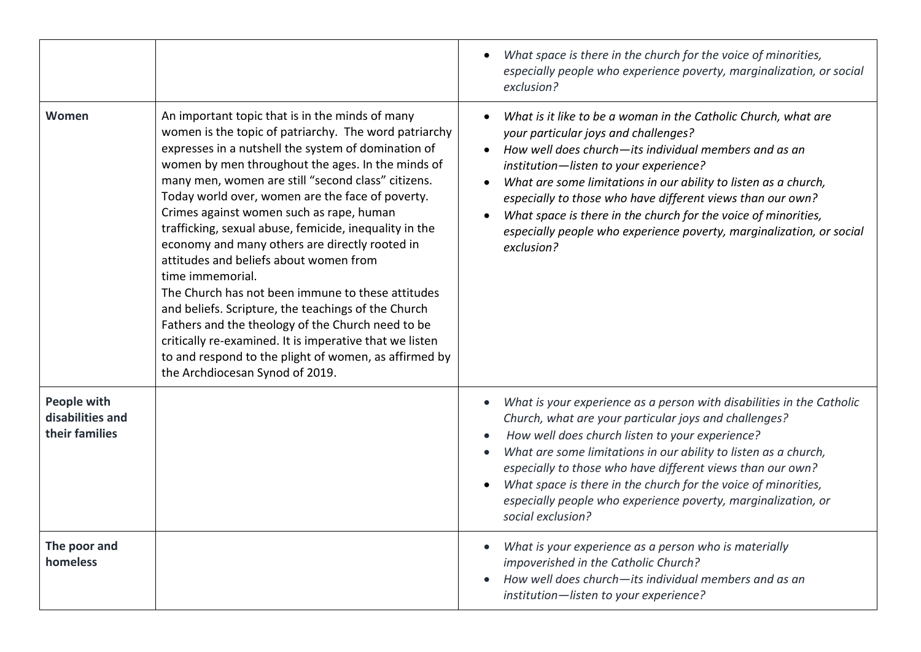| | | |
|---|---|---|
| | | • *What space is there in the church for the voice of minorities, especially people who experience poverty, marginalization, or social exclusion?* |
| **Women** | An important topic that is in the minds of many women is the topic of patriarchy. The word patriarchy expresses in a nutshell the system of domination of women by men throughout the ages. In the minds of many men, women are still "second class" citizens. Today world over, women are the face of poverty. Crimes against women such as rape, human trafficking, sexual abuse, femicide, inequality in the economy and many others are directly rooted in attitudes and beliefs about women from time immemorial.<br>The Church has not been immune to these attitudes and beliefs. Scripture, the teachings of the Church Fathers and the theology of the Church need to be critically re-examined. It is imperative that we listen to and respond to the plight of women, as affirmed by the Archdiocesan Synod of 2019. | • *What is it like to be a woman in the Catholic Church, what are your particular joys and challenges?*<br>• *How well does church—its individual members and as an institution—listen to your experience?*<br>• *What are some limitations in our ability to listen as a church, especially to those who have different views than our own?*<br>• *What space is there in the church for the voice of minorities, especially people who experience poverty, marginalization, or social exclusion?* |
| **People with disabilities and their families** | | • *What is your experience as a person with disabilities in the Catholic Church, what are your particular joys and challenges?*<br>• *How well does church listen to your experience?*<br>• *What are some limitations in our ability to listen as a church, especially to those who have different views than our own?*<br>• *What space is there in the church for the voice of minorities, especially people who experience poverty, marginalization, or social exclusion?* |
| **The poor and homeless** | | • *What is your experience as a person who is materially impoverished in the Catholic Church?*<br>• *How well does church—its individual members and as an institution—listen to your experience?* |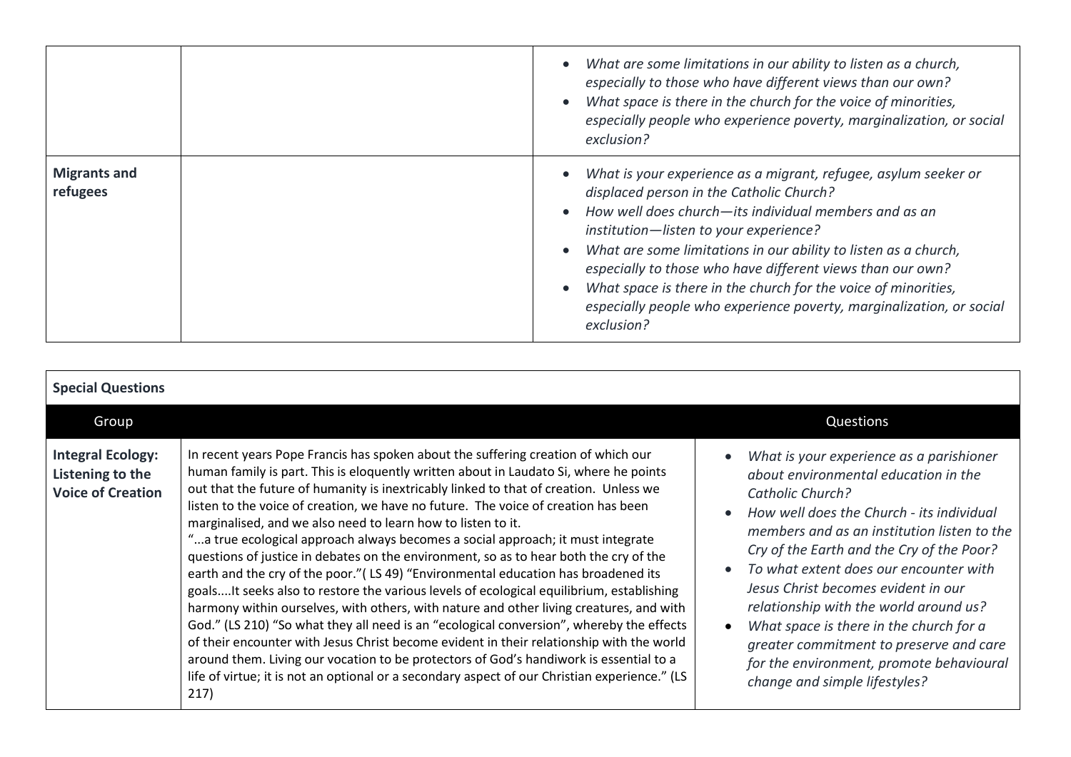| | | |
|---|---|---|
| | | • *What are some limitations in our ability to listen as a church, especially to those who have different views than our own?*<br>• *What space is there in the church for the voice of minorities, especially people who experience poverty, marginalization, or social exclusion?* |
| **Migrants and refugees** | | • *What is your experience as a migrant, refugee, asylum seeker or displaced person in the Catholic Church?*<br>• *How well does church—its individual members and as an institution—listen to your experience?*<br>• *What are some limitations in our ability to listen as a church, especially to those who have different views than our own?*<br>• *What space is there in the church for the voice of minorities, especially people who experience poverty, marginalization, or social exclusion?* |

**Special Questions**

| Group | | Questions |
|---|---|---|
| **Integral Ecology: Listening to the Voice of Creation** | In recent years Pope Francis has spoken about the suffering creation of which our human family is part. This is eloquently written about in Laudato Si, where he points out that the future of humanity is inextricably linked to that of creation. Unless we listen to the voice of creation, we have no future. The voice of creation has been marginalised, and we also need to learn how to listen to it.<br>"...a true ecological approach always becomes a social approach; it must integrate questions of justice in debates on the environment, so as to hear both the cry of the earth and the cry of the poor."( LS 49) "Environmental education has broadened its goals....It seeks also to restore the various levels of ecological equilibrium, establishing harmony within ourselves, with others, with nature and other living creatures, and with God." (LS 210) "So what they all need is an "ecological conversion", whereby the effects of their encounter with Jesus Christ become evident in their relationship with the world around them. Living our vocation to be protectors of God's handiwork is essential to a life of virtue; it is not an optional or a secondary aspect of our Christian experience." (LS 217) | • *What is your experience as a parishioner about environmental education in the Catholic Church?*<br>• *How well does the Church - its individual members and as an institution listen to the Cry of the Earth and the Cry of the Poor?*<br>• *To what extent does our encounter with Jesus Christ becomes evident in our relationship with the world around us?*<br>• *What space is there in the church for a greater commitment to preserve and care for the environment, promote behavioural change and simple lifestyles?* |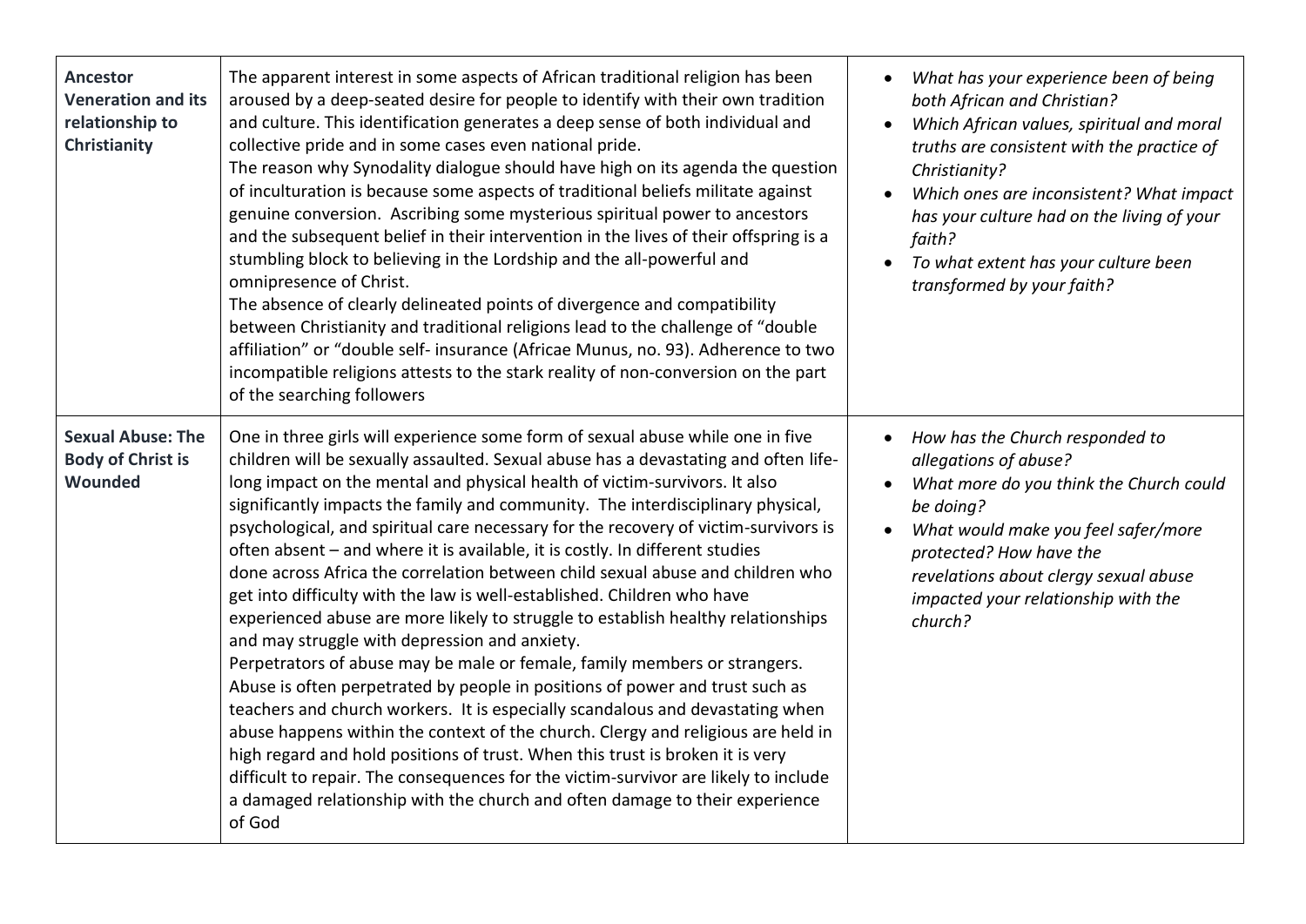| | | |
|---|---|---|
| **Ancestor Veneration and its relationship to Christianity** | The apparent interest in some aspects of African traditional religion has been aroused by a deep-seated desire for people to identify with their own tradition and culture. This identification generates a deep sense of both individual and collective pride and in some cases even national pride.<br>The reason why Synodality dialogue should have high on its agenda the question of inculturation is because some aspects of traditional beliefs militate against genuine conversion. Ascribing some mysterious spiritual power to ancestors and the subsequent belief in their intervention in the lives of their offspring is a stumbling block to believing in the Lordship and the all-powerful and omnipresence of Christ.<br>The absence of clearly delineated points of divergence and compatibility between Christianity and traditional religions lead to the challenge of "double affiliation" or "double self- insurance (Africae Munus, no. 93). Adherence to two incompatible religions attests to the stark reality of non-conversion on the part of the searching followers | • *What has your experience been of being both African and Christian?*<br>• *Which African values, spiritual and moral truths are consistent with the practice of Christianity?*<br>• *Which ones are inconsistent? What impact has your culture had on the living of your faith?*<br>• *To what extent has your culture been transformed by your faith?* |
| **Sexual Abuse: The Body of Christ is Wounded** | One in three girls will experience some form of sexual abuse while one in five children will be sexually assaulted. Sexual abuse has a devastating and often life-long impact on the mental and physical health of victim-survivors. It also significantly impacts the family and community. The interdisciplinary physical, psychological, and spiritual care necessary for the recovery of victim-survivors is often absent – and where it is available, it is costly. In different studies done across Africa the correlation between child sexual abuse and children who get into difficulty with the law is well-established. Children who have experienced abuse are more likely to struggle to establish healthy relationships and may struggle with depression and anxiety.<br>Perpetrators of abuse may be male or female, family members or strangers. Abuse is often perpetrated by people in positions of power and trust such as teachers and church workers. It is especially scandalous and devastating when abuse happens within the context of the church. Clergy and religious are held in high regard and hold positions of trust. When this trust is broken it is very difficult to repair. The consequences for the victim-survivor are likely to include a damaged relationship with the church and often damage to their experience of God | • *How has the Church responded to allegations of abuse?*<br>• *What more do you think the Church could be doing?*<br>• *What would make you feel safer/more protected? How have the revelations about clergy sexual abuse impacted your relationship with the church?* |